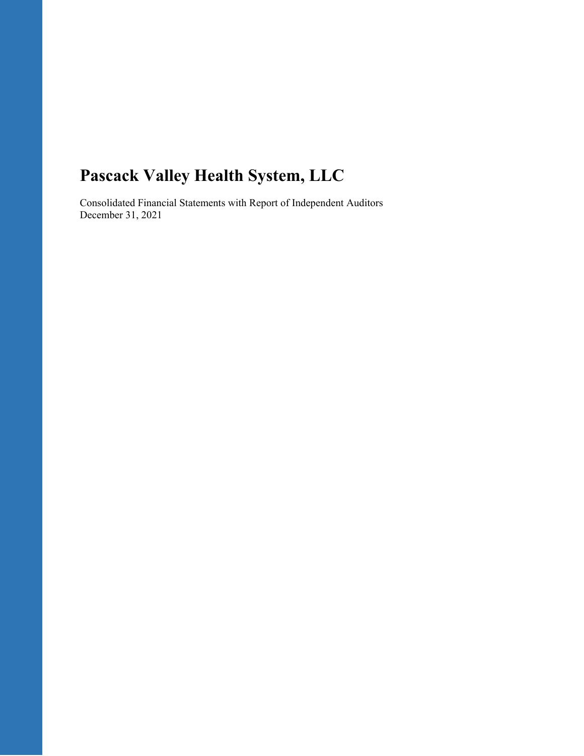# Pascack Valley Health System, LLC

Consolidated Financial Statements with Report of Independent Auditors
December 31, 2021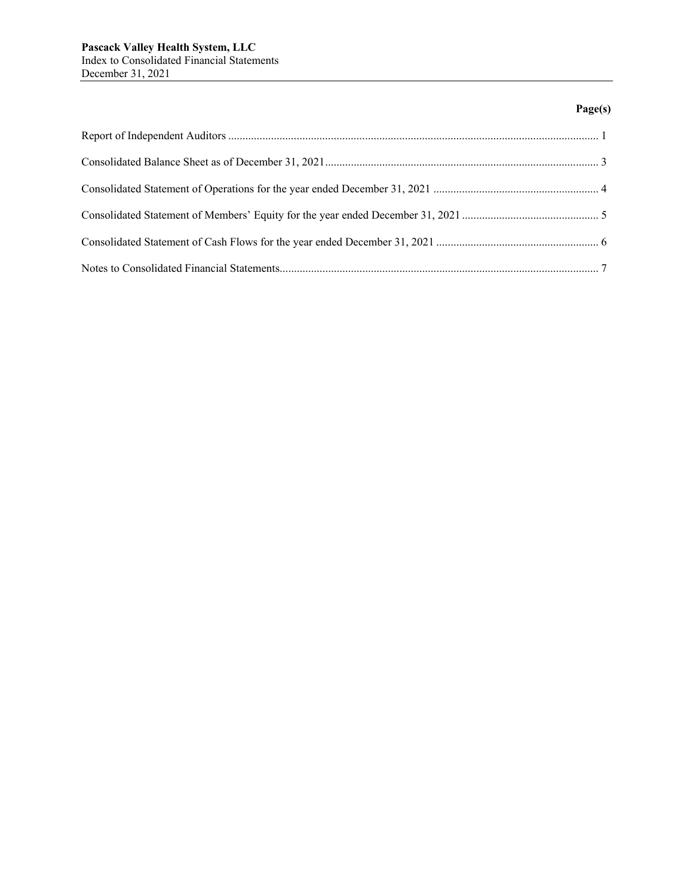**Pascack Valley Health System, LLC**
Index to Consolidated Financial Statements
December 31, 2021

| | Page(s) |
|---|---|
| Report of Independent Auditors | 1 |
| Consolidated Balance Sheet as of December 31, 2021 | 3 |
| Consolidated Statement of Operations for the year ended December 31, 2021 | 4 |
| Consolidated Statement of Members' Equity for the year ended December 31, 2021 | 5 |
| Consolidated Statement of Cash Flows for the year ended December 31, 2021 | 6 |
| Notes to Consolidated Financial Statements | 7 |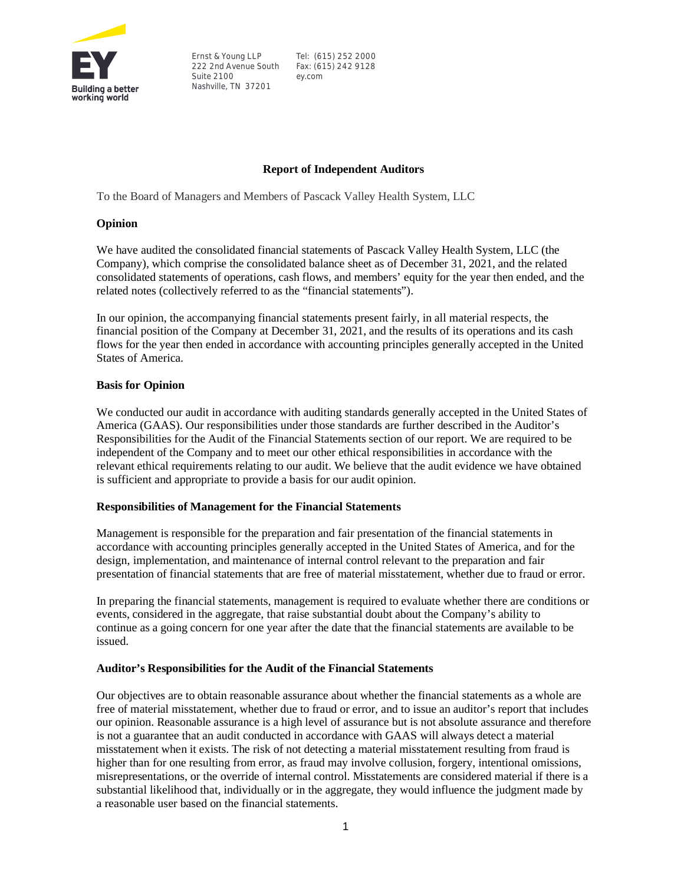Ernst & Young LLP
222 2nd Avenue South
Suite 2100
Nashville, TN 37201

Tel: (615) 252 2000
Fax: (615) 242 9128
ey.com

## Report of Independent Auditors

To the Board of Managers and Members of Pascack Valley Health System, LLC

### Opinion

We have audited the consolidated financial statements of Pascack Valley Health System, LLC (the Company), which comprise the consolidated balance sheet as of December 31, 2021, and the related consolidated statements of operations, cash flows, and members' equity for the year then ended, and the related notes (collectively referred to as the "financial statements").

In our opinion, the accompanying financial statements present fairly, in all material respects, the financial position of the Company at December 31, 2021, and the results of its operations and its cash flows for the year then ended in accordance with accounting principles generally accepted in the United States of America.

### Basis for Opinion

We conducted our audit in accordance with auditing standards generally accepted in the United States of America (GAAS). Our responsibilities under those standards are further described in the Auditor's Responsibilities for the Audit of the Financial Statements section of our report. We are required to be independent of the Company and to meet our other ethical responsibilities in accordance with the relevant ethical requirements relating to our audit. We believe that the audit evidence we have obtained is sufficient and appropriate to provide a basis for our audit opinion.

### Responsibilities of Management for the Financial Statements

Management is responsible for the preparation and fair presentation of the financial statements in accordance with accounting principles generally accepted in the United States of America, and for the design, implementation, and maintenance of internal control relevant to the preparation and fair presentation of financial statements that are free of material misstatement, whether due to fraud or error.

In preparing the financial statements, management is required to evaluate whether there are conditions or events, considered in the aggregate, that raise substantial doubt about the Company's ability to continue as a going concern for one year after the date that the financial statements are available to be issued.

### Auditor's Responsibilities for the Audit of the Financial Statements

Our objectives are to obtain reasonable assurance about whether the financial statements as a whole are free of material misstatement, whether due to fraud or error, and to issue an auditor's report that includes our opinion. Reasonable assurance is a high level of assurance but is not absolute assurance and therefore is not a guarantee that an audit conducted in accordance with GAAS will always detect a material misstatement when it exists. The risk of not detecting a material misstatement resulting from fraud is higher than for one resulting from error, as fraud may involve collusion, forgery, intentional omissions, misrepresentations, or the override of internal control. Misstatements are considered material if there is a substantial likelihood that, individually or in the aggregate, they would influence the judgment made by a reasonable user based on the financial statements.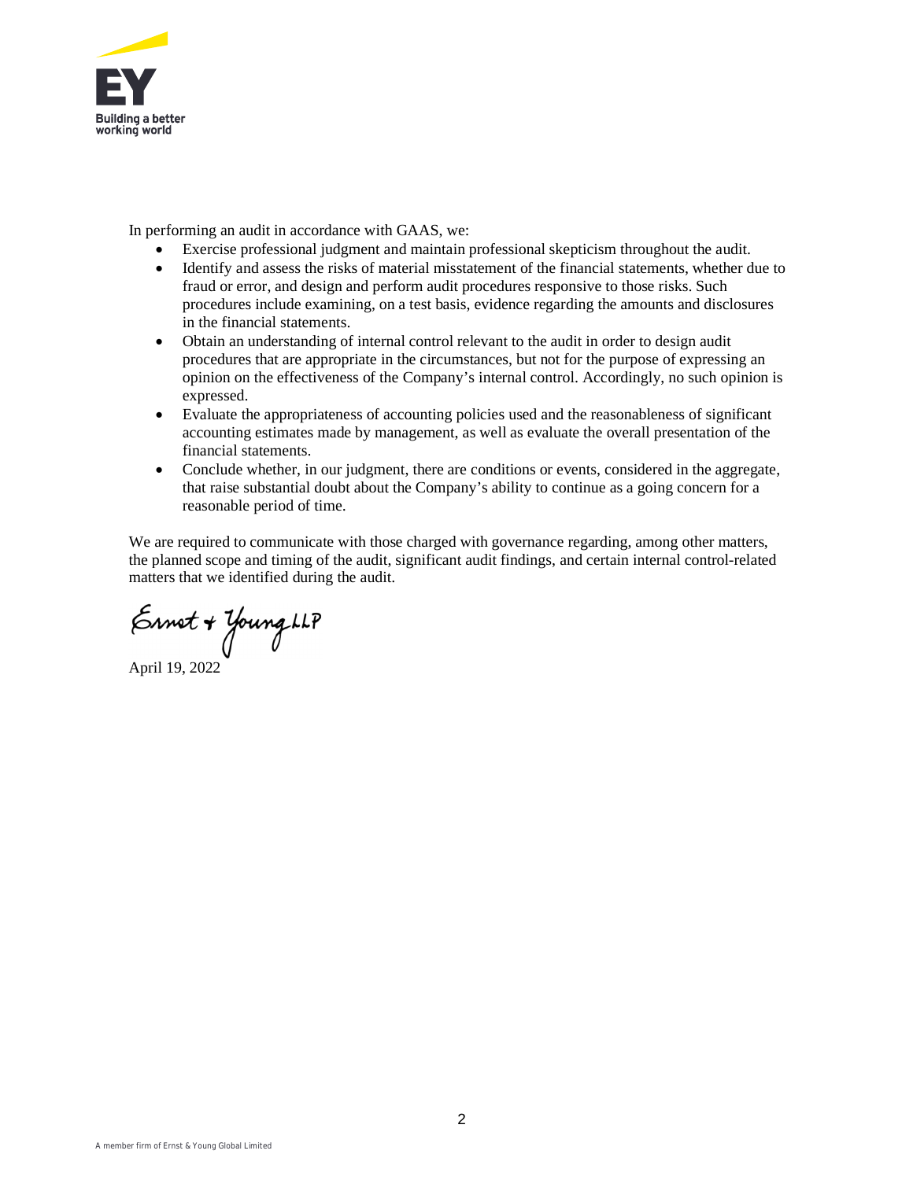In performing an audit in accordance with GAAS, we:

- Exercise professional judgment and maintain professional skepticism throughout the audit.
- Identify and assess the risks of material misstatement of the financial statements, whether due to fraud or error, and design and perform audit procedures responsive to those risks. Such procedures include examining, on a test basis, evidence regarding the amounts and disclosures in the financial statements.
- Obtain an understanding of internal control relevant to the audit in order to design audit procedures that are appropriate in the circumstances, but not for the purpose of expressing an opinion on the effectiveness of the Company's internal control. Accordingly, no such opinion is expressed.
- Evaluate the appropriateness of accounting policies used and the reasonableness of significant accounting estimates made by management, as well as evaluate the overall presentation of the financial statements.
- Conclude whether, in our judgment, there are conditions or events, considered in the aggregate, that raise substantial doubt about the Company's ability to continue as a going concern for a reasonable period of time.

We are required to communicate with those charged with governance regarding, among other matters, the planned scope and timing of the audit, significant audit findings, and certain internal control-related matters that we identified during the audit.

Ernst & Young LLP

April 19, 2022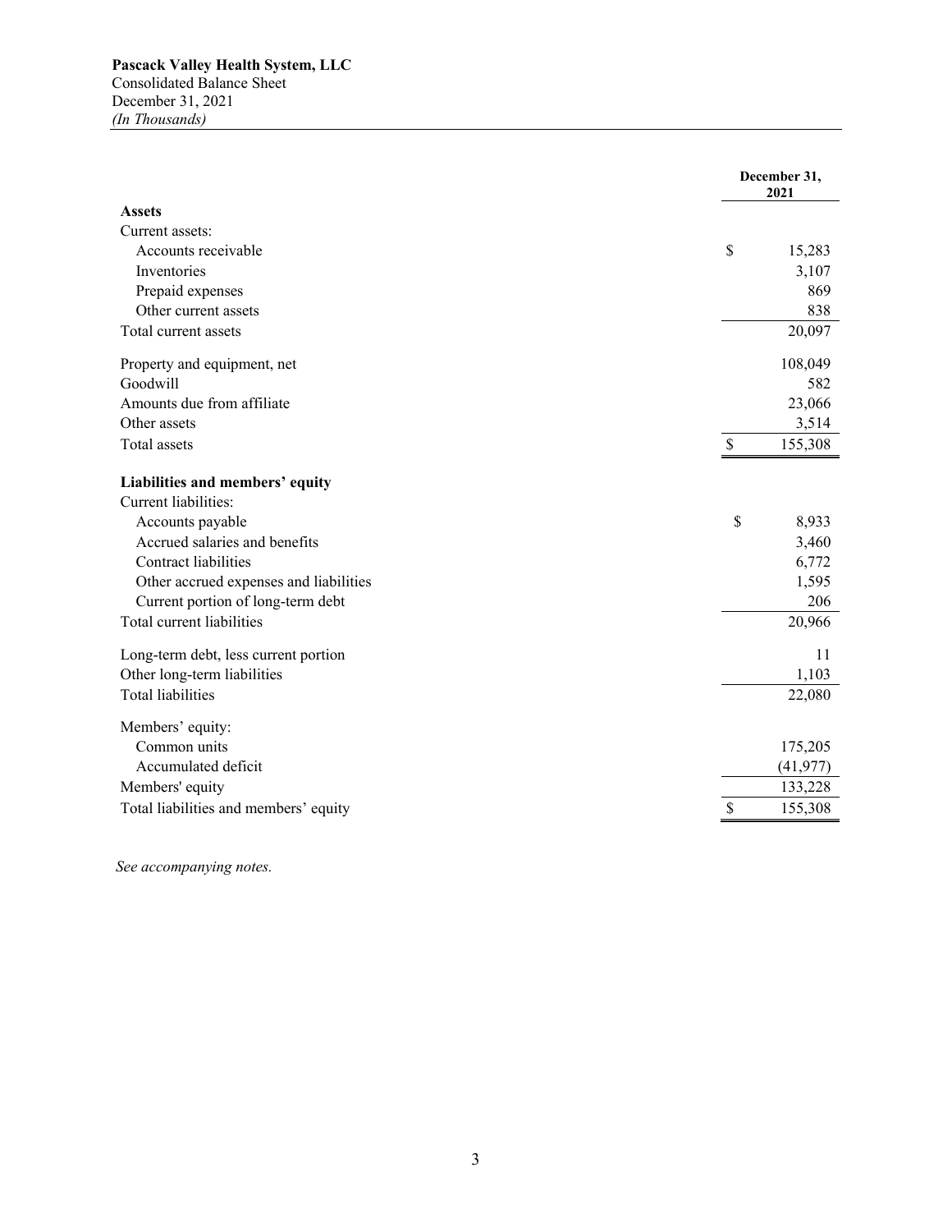**Pascack Valley Health System, LLC**
Consolidated Balance Sheet
December 31, 2021
*(In Thousands)*

| | | December 31, 2021 |
|---|---|---|
| **Assets** | | |
| Current assets: | | |
| Accounts receivable | $ | 15,283 |
| Inventories | | 3,107 |
| Prepaid expenses | | 869 |
| Other current assets | | 838 |
| Total current assets | | 20,097 |
| Property and equipment, net | | 108,049 |
| Goodwill | | 582 |
| Amounts due from affiliate | | 23,066 |
| Other assets | | 3,514 |
| Total assets | $ | 155,308 |
| **Liabilities and members' equity** | | |
| Current liabilities: | | |
| Accounts payable | $ | 8,933 |
| Accrued salaries and benefits | | 3,460 |
| Contract liabilities | | 6,772 |
| Other accrued expenses and liabilities | | 1,595 |
| Current portion of long-term debt | | 206 |
| Total current liabilities | | 20,966 |
| Long-term debt, less current portion | | 11 |
| Other long-term liabilities | | 1,103 |
| Total liabilities | | 22,080 |
| Members' equity: | | |
| Common units | | 175,205 |
| Accumulated deficit | | (41,977) |
| Members' equity | | 133,228 |
| Total liabilities and members' equity | $ | 155,308 |

*See accompanying notes.*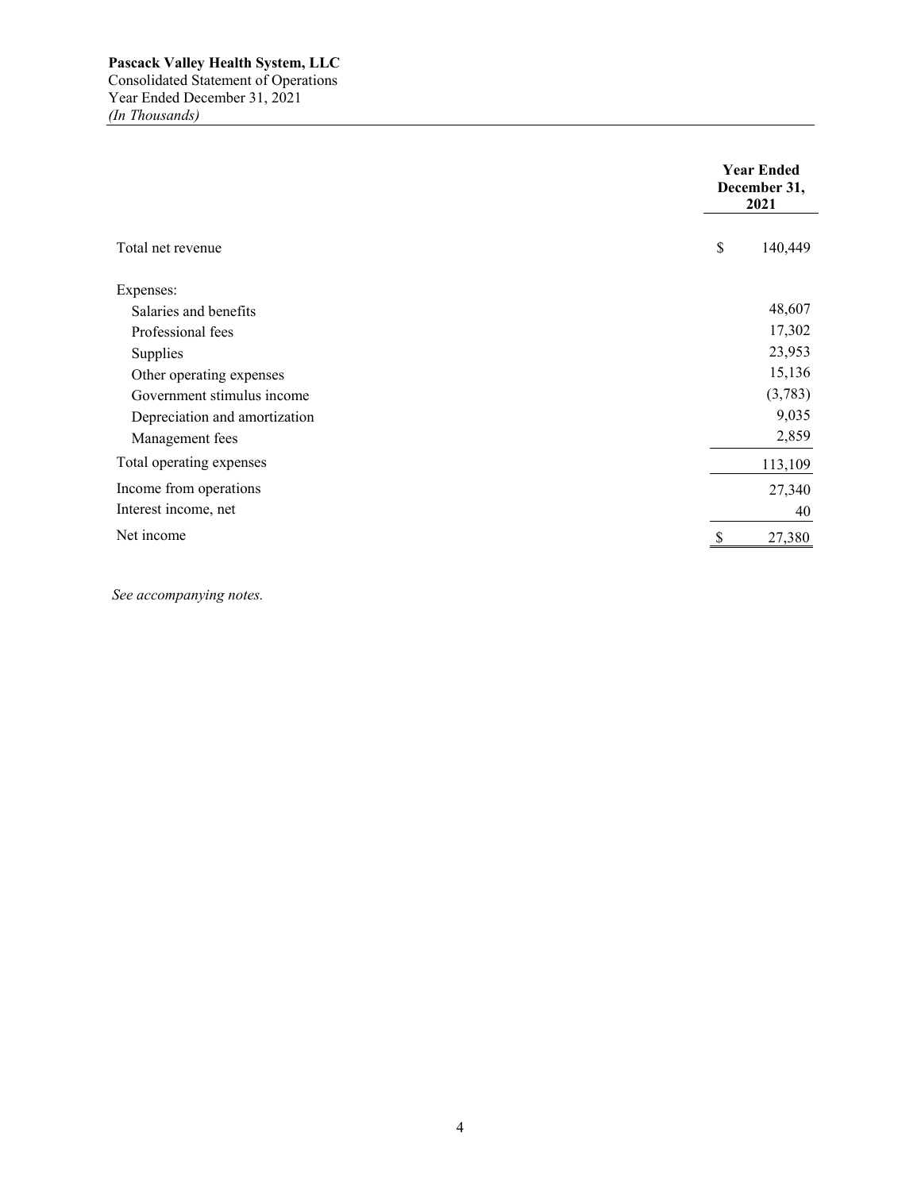**Pascack Valley Health System, LLC**
Consolidated Statement of Operations
Year Ended December 31, 2021
*(In Thousands)*

| | **Year Ended December 31, 2021** |
|---|---|
| Total net revenue | $ 140,449 |
| Expenses: | |
| Salaries and benefits | 48,607 |
| Professional fees | 17,302 |
| Supplies | 23,953 |
| Other operating expenses | 15,136 |
| Government stimulus income | (3,783) |
| Depreciation and amortization | 9,035 |
| Management fees | 2,859 |
| Total operating expenses | 113,109 |
| Income from operations | 27,340 |
| Interest income, net | 40 |
| Net income | $ 27,380 |

*See accompanying notes.*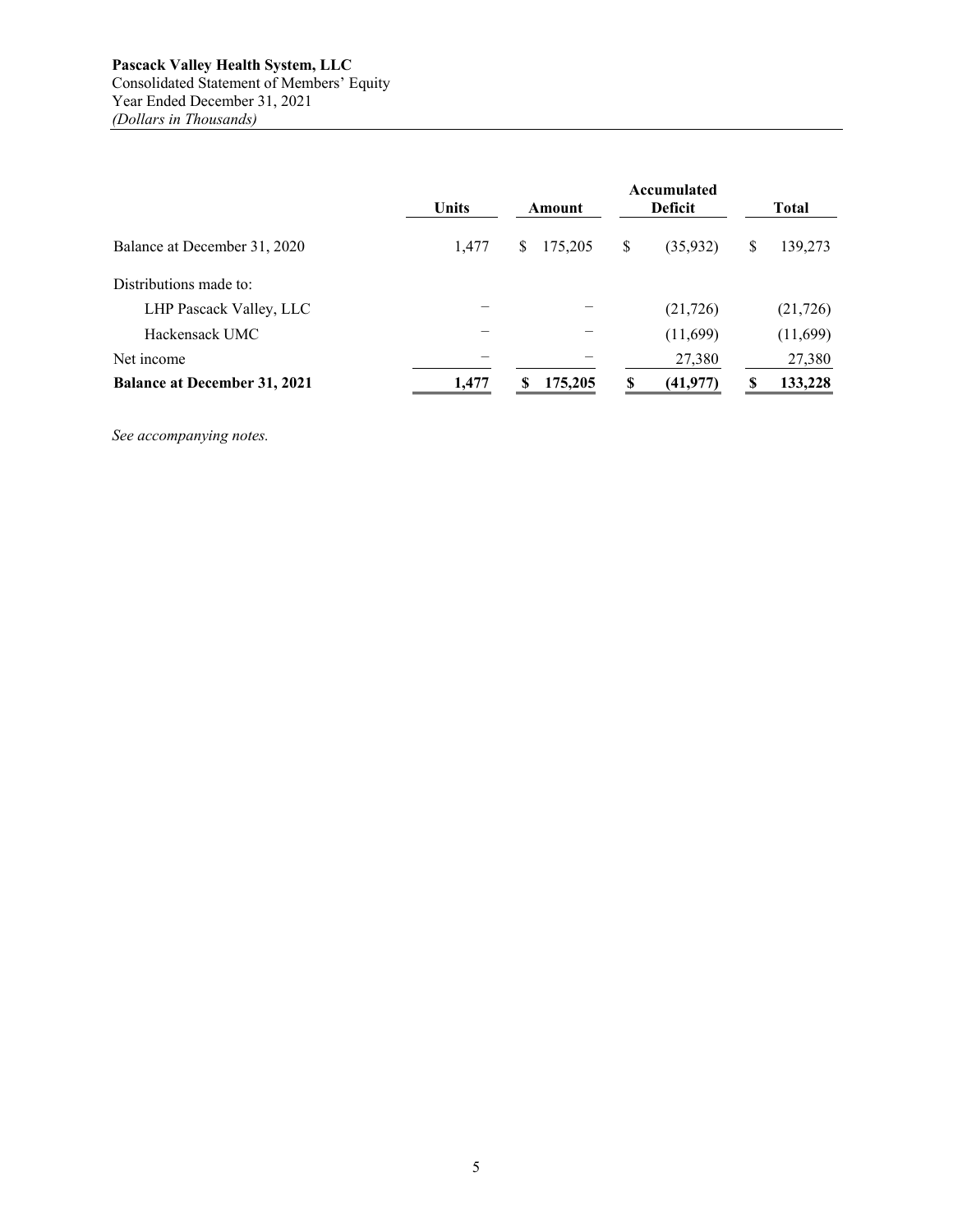**Pascack Valley Health System, LLC**
Consolidated Statement of Members' Equity
Year Ended December 31, 2021
*(Dollars in Thousands)*

| | Units | Amount | Accumulated Deficit | Total |
|---|---|---|---|---|
| Balance at December 31, 2020 | 1,477 | $ 175,205 | $ (35,932) | $ 139,273 |
| Distributions made to: | | | | |
| LHP Pascack Valley, LLC | – | – | (21,726) | (21,726) |
| Hackensack UMC | – | – | (11,699) | (11,699) |
| Net income | – | – | 27,380 | 27,380 |
| **Balance at December 31, 2021** | **1,477** | **$ 175,205** | **$ (41,977)** | **$ 133,228** |

*See accompanying notes.*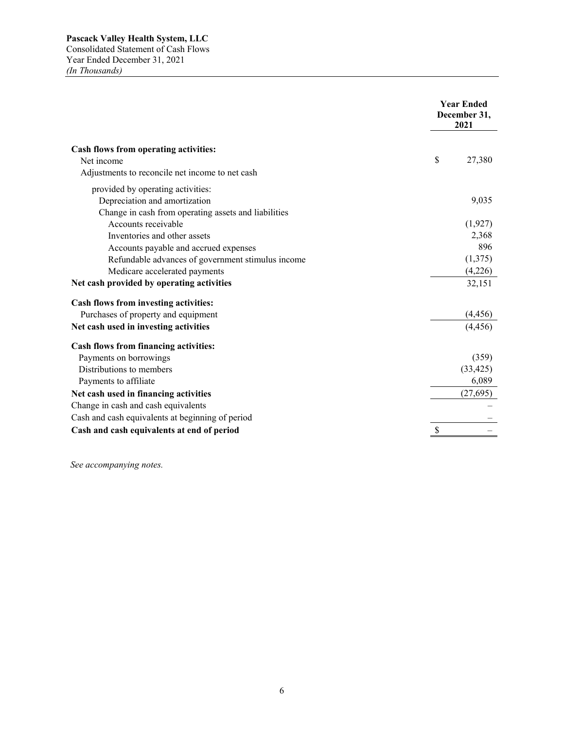**Pascack Valley Health System, LLC**
Consolidated Statement of Cash Flows
Year Ended December 31, 2021
*(In Thousands)*

| | Year Ended December 31, 2021 |
|---|---|
| **Cash flows from operating activities:** | |
| Net income | $ 27,380 |
| Adjustments to reconcile net income to net cash provided by operating activities: | |
| Depreciation and amortization | 9,035 |
| Change in cash from operating assets and liabilities | |
| Accounts receivable | (1,927) |
| Inventories and other assets | 2,368 |
| Accounts payable and accrued expenses | 896 |
| Refundable advances of government stimulus income | (1,375) |
| Medicare accelerated payments | (4,226) |
| **Net cash provided by operating activities** | 32,151 |
| **Cash flows from investing activities:** | |
| Purchases of property and equipment | (4,456) |
| **Net cash used in investing activities** | (4,456) |
| **Cash flows from financing activities:** | |
| Payments on borrowings | (359) |
| Distributions to members | (33,425) |
| Payments to affiliate | 6,089 |
| **Net cash used in financing activities** | (27,695) |
| Change in cash and cash equivalents | – |
| Cash and cash equivalents at beginning of period | – |
| **Cash and cash equivalents at end of period** | $ – |

*See accompanying notes.*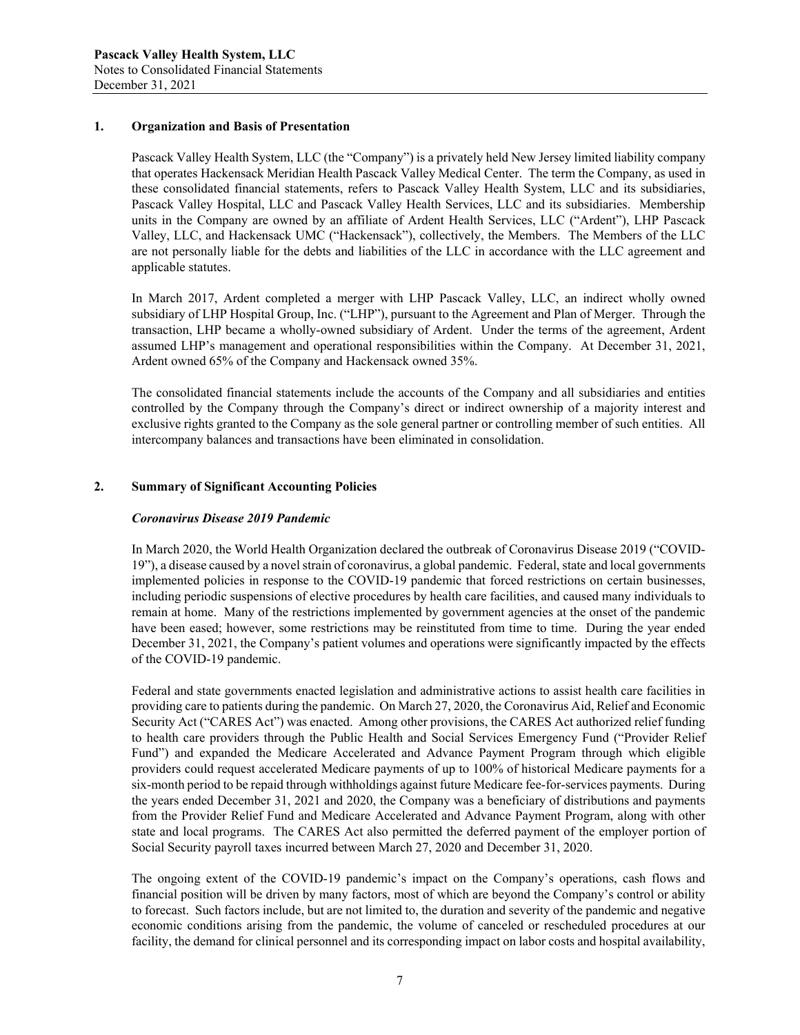## 1. Organization and Basis of Presentation

Pascack Valley Health System, LLC (the "Company") is a privately held New Jersey limited liability company that operates Hackensack Meridian Health Pascack Valley Medical Center. The term the Company, as used in these consolidated financial statements, refers to Pascack Valley Health System, LLC and its subsidiaries, Pascack Valley Hospital, LLC and Pascack Valley Health Services, LLC and its subsidiaries. Membership units in the Company are owned by an affiliate of Ardent Health Services, LLC ("Ardent"), LHP Pascack Valley, LLC, and Hackensack UMC ("Hackensack"), collectively, the Members. The Members of the LLC are not personally liable for the debts and liabilities of the LLC in accordance with the LLC agreement and applicable statutes.

In March 2017, Ardent completed a merger with LHP Pascack Valley, LLC, an indirect wholly owned subsidiary of LHP Hospital Group, Inc. ("LHP"), pursuant to the Agreement and Plan of Merger. Through the transaction, LHP became a wholly-owned subsidiary of Ardent. Under the terms of the agreement, Ardent assumed LHP's management and operational responsibilities within the Company. At December 31, 2021, Ardent owned 65% of the Company and Hackensack owned 35%.

The consolidated financial statements include the accounts of the Company and all subsidiaries and entities controlled by the Company through the Company's direct or indirect ownership of a majority interest and exclusive rights granted to the Company as the sole general partner or controlling member of such entities. All intercompany balances and transactions have been eliminated in consolidation.

## 2. Summary of Significant Accounting Policies

***Coronavirus Disease 2019 Pandemic***

In March 2020, the World Health Organization declared the outbreak of Coronavirus Disease 2019 ("COVID-19"), a disease caused by a novel strain of coronavirus, a global pandemic. Federal, state and local governments implemented policies in response to the COVID-19 pandemic that forced restrictions on certain businesses, including periodic suspensions of elective procedures by health care facilities, and caused many individuals to remain at home. Many of the restrictions implemented by government agencies at the onset of the pandemic have been eased; however, some restrictions may be reinstituted from time to time. During the year ended December 31, 2021, the Company's patient volumes and operations were significantly impacted by the effects of the COVID-19 pandemic.

Federal and state governments enacted legislation and administrative actions to assist health care facilities in providing care to patients during the pandemic. On March 27, 2020, the Coronavirus Aid, Relief and Economic Security Act ("CARES Act") was enacted. Among other provisions, the CARES Act authorized relief funding to health care providers through the Public Health and Social Services Emergency Fund ("Provider Relief Fund") and expanded the Medicare Accelerated and Advance Payment Program through which eligible providers could request accelerated Medicare payments of up to 100% of historical Medicare payments for a six-month period to be repaid through withholdings against future Medicare fee-for-services payments. During the years ended December 31, 2021 and 2020, the Company was a beneficiary of distributions and payments from the Provider Relief Fund and Medicare Accelerated and Advance Payment Program, along with other state and local programs. The CARES Act also permitted the deferred payment of the employer portion of Social Security payroll taxes incurred between March 27, 2020 and December 31, 2020.

The ongoing extent of the COVID-19 pandemic's impact on the Company's operations, cash flows and financial position will be driven by many factors, most of which are beyond the Company's control or ability to forecast. Such factors include, but are not limited to, the duration and severity of the pandemic and negative economic conditions arising from the pandemic, the volume of canceled or rescheduled procedures at our facility, the demand for clinical personnel and its corresponding impact on labor costs and hospital availability,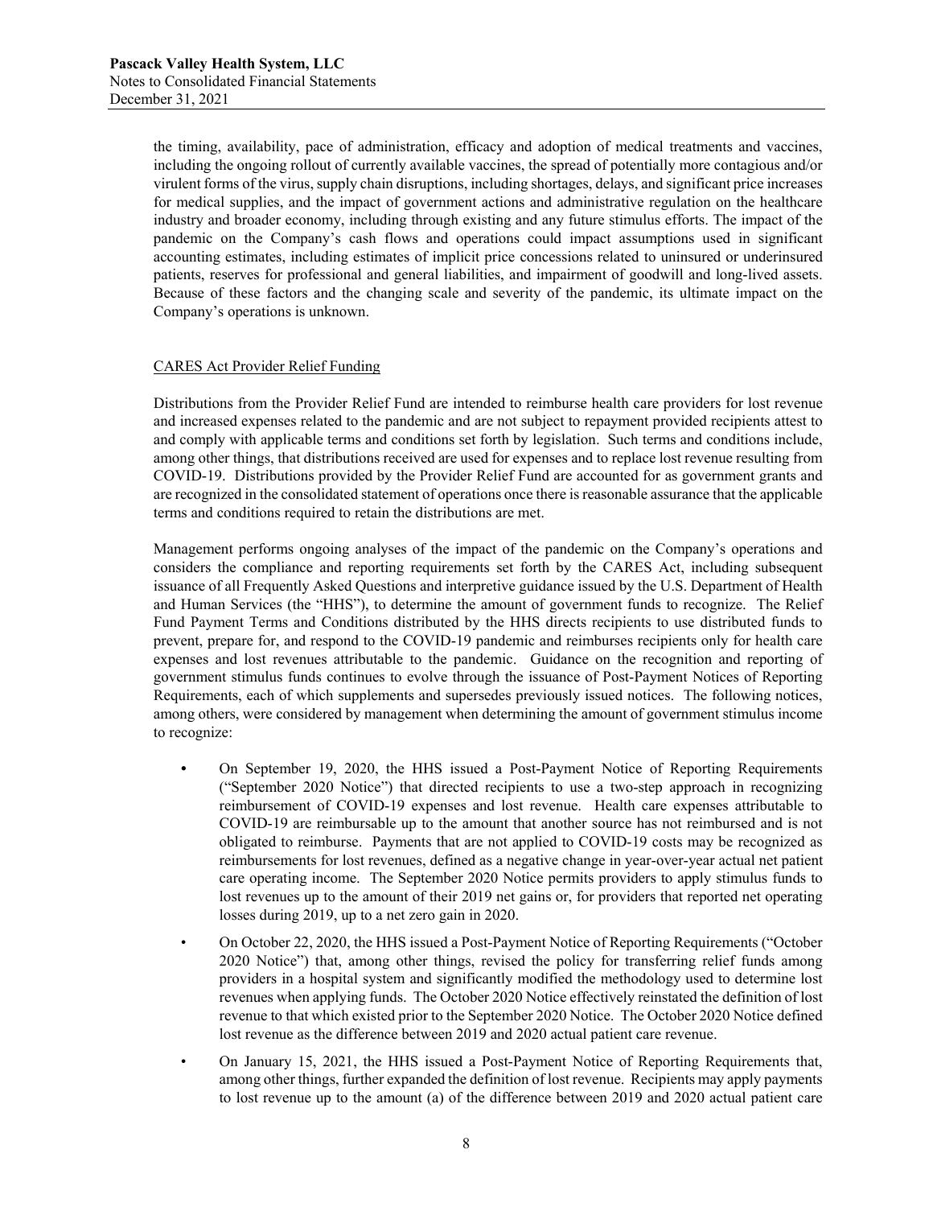the timing, availability, pace of administration, efficacy and adoption of medical treatments and vaccines, including the ongoing rollout of currently available vaccines, the spread of potentially more contagious and/or virulent forms of the virus, supply chain disruptions, including shortages, delays, and significant price increases for medical supplies, and the impact of government actions and administrative regulation on the healthcare industry and broader economy, including through existing and any future stimulus efforts. The impact of the pandemic on the Company's cash flows and operations could impact assumptions used in significant accounting estimates, including estimates of implicit price concessions related to uninsured or underinsured patients, reserves for professional and general liabilities, and impairment of goodwill and long-lived assets. Because of these factors and the changing scale and severity of the pandemic, its ultimate impact on the Company's operations is unknown.

CARES Act Provider Relief Funding

Distributions from the Provider Relief Fund are intended to reimburse health care providers for lost revenue and increased expenses related to the pandemic and are not subject to repayment provided recipients attest to and comply with applicable terms and conditions set forth by legislation. Such terms and conditions include, among other things, that distributions received are used for expenses and to replace lost revenue resulting from COVID-19. Distributions provided by the Provider Relief Fund are accounted for as government grants and are recognized in the consolidated statement of operations once there is reasonable assurance that the applicable terms and conditions required to retain the distributions are met.

Management performs ongoing analyses of the impact of the pandemic on the Company's operations and considers the compliance and reporting requirements set forth by the CARES Act, including subsequent issuance of all Frequently Asked Questions and interpretive guidance issued by the U.S. Department of Health and Human Services (the "HHS"), to determine the amount of government funds to recognize. The Relief Fund Payment Terms and Conditions distributed by the HHS directs recipients to use distributed funds to prevent, prepare for, and respond to the COVID-19 pandemic and reimburses recipients only for health care expenses and lost revenues attributable to the pandemic. Guidance on the recognition and reporting of government stimulus funds continues to evolve through the issuance of Post-Payment Notices of Reporting Requirements, each of which supplements and supersedes previously issued notices. The following notices, among others, were considered by management when determining the amount of government stimulus income to recognize:

- On September 19, 2020, the HHS issued a Post-Payment Notice of Reporting Requirements ("September 2020 Notice") that directed recipients to use a two-step approach in recognizing reimbursement of COVID-19 expenses and lost revenue. Health care expenses attributable to COVID-19 are reimbursable up to the amount that another source has not reimbursed and is not obligated to reimburse. Payments that are not applied to COVID-19 costs may be recognized as reimbursements for lost revenues, defined as a negative change in year-over-year actual net patient care operating income. The September 2020 Notice permits providers to apply stimulus funds to lost revenues up to the amount of their 2019 net gains or, for providers that reported net operating losses during 2019, up to a net zero gain in 2020.
- On October 22, 2020, the HHS issued a Post-Payment Notice of Reporting Requirements ("October 2020 Notice") that, among other things, revised the policy for transferring relief funds among providers in a hospital system and significantly modified the methodology used to determine lost revenues when applying funds. The October 2020 Notice effectively reinstated the definition of lost revenue to that which existed prior to the September 2020 Notice. The October 2020 Notice defined lost revenue as the difference between 2019 and 2020 actual patient care revenue.
- On January 15, 2021, the HHS issued a Post-Payment Notice of Reporting Requirements that, among other things, further expanded the definition of lost revenue. Recipients may apply payments to lost revenue up to the amount (a) of the difference between 2019 and 2020 actual patient care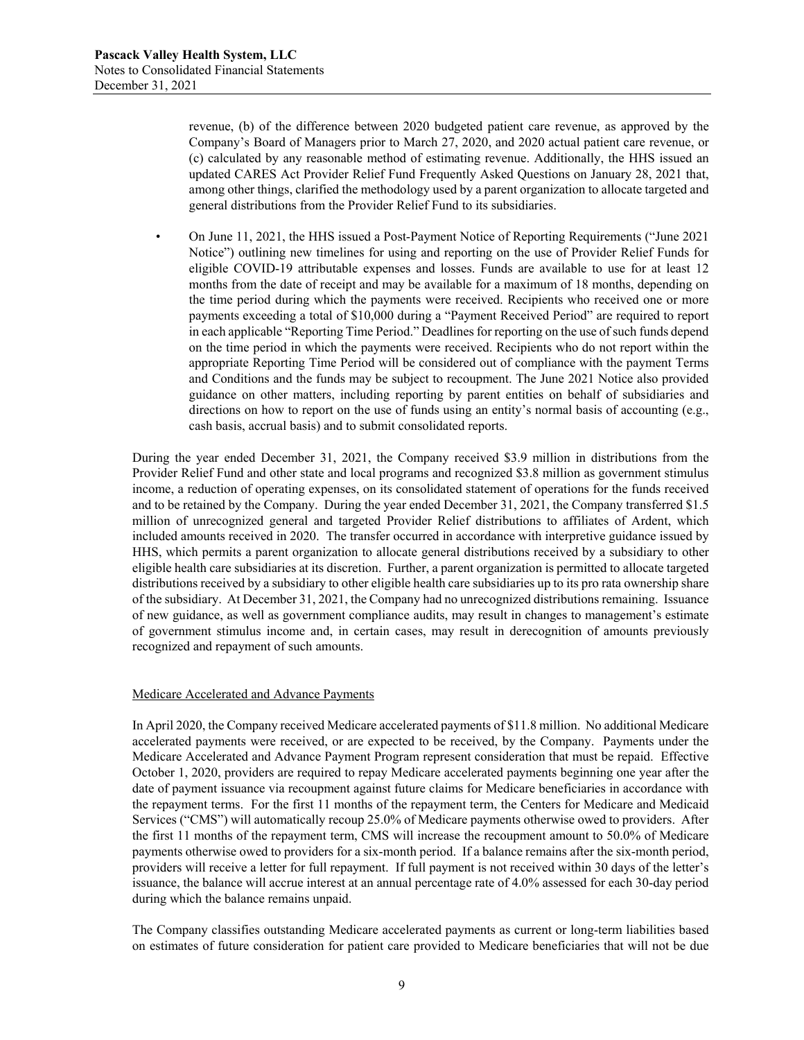revenue, (b) of the difference between 2020 budgeted patient care revenue, as approved by the Company's Board of Managers prior to March 27, 2020, and 2020 actual patient care revenue, or (c) calculated by any reasonable method of estimating revenue. Additionally, the HHS issued an updated CARES Act Provider Relief Fund Frequently Asked Questions on January 28, 2021 that, among other things, clarified the methodology used by a parent organization to allocate targeted and general distributions from the Provider Relief Fund to its subsidiaries.

- On June 11, 2021, the HHS issued a Post-Payment Notice of Reporting Requirements ("June 2021 Notice") outlining new timelines for using and reporting on the use of Provider Relief Funds for eligible COVID-19 attributable expenses and losses. Funds are available to use for at least 12 months from the date of receipt and may be available for a maximum of 18 months, depending on the time period during which the payments were received. Recipients who received one or more payments exceeding a total of $10,000 during a "Payment Received Period" are required to report in each applicable "Reporting Time Period." Deadlines for reporting on the use of such funds depend on the time period in which the payments were received. Recipients who do not report within the appropriate Reporting Time Period will be considered out of compliance with the payment Terms and Conditions and the funds may be subject to recoupment. The June 2021 Notice also provided guidance on other matters, including reporting by parent entities on behalf of subsidiaries and directions on how to report on the use of funds using an entity's normal basis of accounting (e.g., cash basis, accrual basis) and to submit consolidated reports.

During the year ended December 31, 2021, the Company received $3.9 million in distributions from the Provider Relief Fund and other state and local programs and recognized $3.8 million as government stimulus income, a reduction of operating expenses, on its consolidated statement of operations for the funds received and to be retained by the Company. During the year ended December 31, 2021, the Company transferred $1.5 million of unrecognized general and targeted Provider Relief distributions to affiliates of Ardent, which included amounts received in 2020. The transfer occurred in accordance with interpretive guidance issued by HHS, which permits a parent organization to allocate general distributions received by a subsidiary to other eligible health care subsidiaries at its discretion. Further, a parent organization is permitted to allocate targeted distributions received by a subsidiary to other eligible health care subsidiaries up to its pro rata ownership share of the subsidiary. At December 31, 2021, the Company had no unrecognized distributions remaining. Issuance of new guidance, as well as government compliance audits, may result in changes to management's estimate of government stimulus income and, in certain cases, may result in derecognition of amounts previously recognized and repayment of such amounts.

### Medicare Accelerated and Advance Payments

In April 2020, the Company received Medicare accelerated payments of $11.8 million. No additional Medicare accelerated payments were received, or are expected to be received, by the Company. Payments under the Medicare Accelerated and Advance Payment Program represent consideration that must be repaid. Effective October 1, 2020, providers are required to repay Medicare accelerated payments beginning one year after the date of payment issuance via recoupment against future claims for Medicare beneficiaries in accordance with the repayment terms. For the first 11 months of the repayment term, the Centers for Medicare and Medicaid Services ("CMS") will automatically recoup 25.0% of Medicare payments otherwise owed to providers. After the first 11 months of the repayment term, CMS will increase the recoupment amount to 50.0% of Medicare payments otherwise owed to providers for a six-month period. If a balance remains after the six-month period, providers will receive a letter for full repayment. If full payment is not received within 30 days of the letter's issuance, the balance will accrue interest at an annual percentage rate of 4.0% assessed for each 30-day period during which the balance remains unpaid.

The Company classifies outstanding Medicare accelerated payments as current or long-term liabilities based on estimates of future consideration for patient care provided to Medicare beneficiaries that will not be due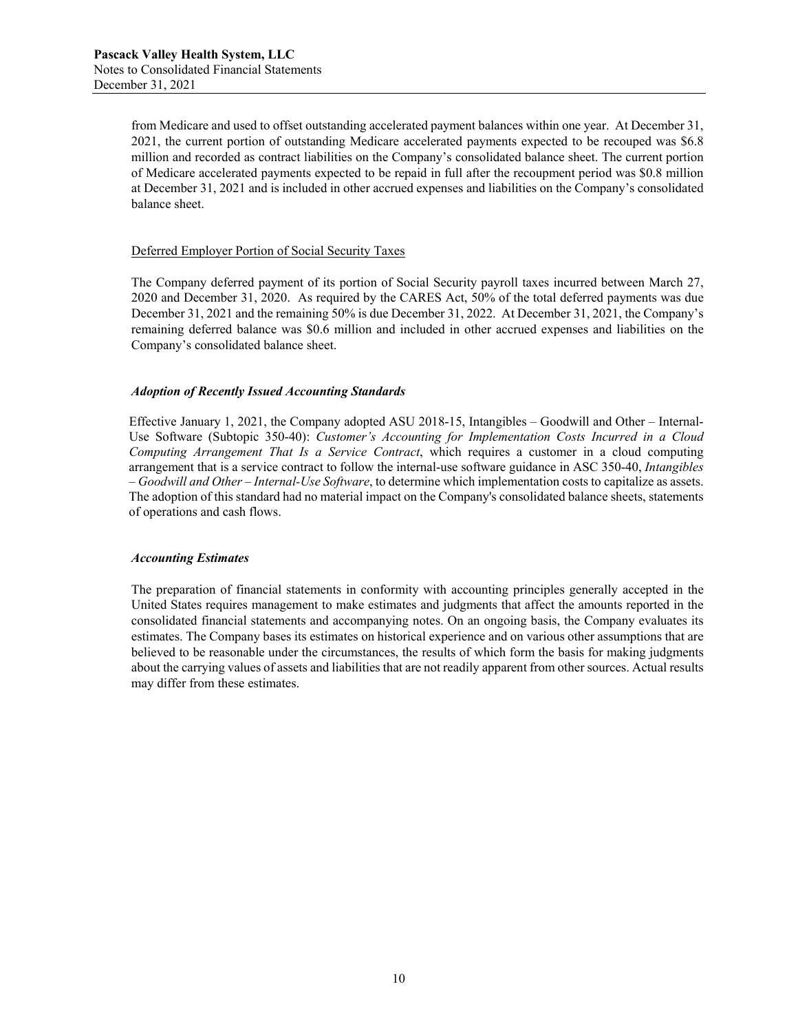from Medicare and used to offset outstanding accelerated payment balances within one year. At December 31, 2021, the current portion of outstanding Medicare accelerated payments expected to be recouped was $6.8 million and recorded as contract liabilities on the Company's consolidated balance sheet. The current portion of Medicare accelerated payments expected to be repaid in full after the recoupment period was $0.8 million at December 31, 2021 and is included in other accrued expenses and liabilities on the Company's consolidated balance sheet.

Deferred Employer Portion of Social Security Taxes

The Company deferred payment of its portion of Social Security payroll taxes incurred between March 27, 2020 and December 31, 2020. As required by the CARES Act, 50% of the total deferred payments was due December 31, 2021 and the remaining 50% is due December 31, 2022. At December 31, 2021, the Company's remaining deferred balance was $0.6 million and included in other accrued expenses and liabilities on the Company's consolidated balance sheet.

***Adoption of Recently Issued Accounting Standards***

Effective January 1, 2021, the Company adopted ASU 2018-15, Intangibles – Goodwill and Other – Internal-Use Software (Subtopic 350-40): *Customer's Accounting for Implementation Costs Incurred in a Cloud Computing Arrangement That Is a Service Contract*, which requires a customer in a cloud computing arrangement that is a service contract to follow the internal-use software guidance in ASC 350-40, *Intangibles – Goodwill and Other – Internal-Use Software*, to determine which implementation costs to capitalize as assets. The adoption of this standard had no material impact on the Company's consolidated balance sheets, statements of operations and cash flows.

***Accounting Estimates***

The preparation of financial statements in conformity with accounting principles generally accepted in the United States requires management to make estimates and judgments that affect the amounts reported in the consolidated financial statements and accompanying notes. On an ongoing basis, the Company evaluates its estimates. The Company bases its estimates on historical experience and on various other assumptions that are believed to be reasonable under the circumstances, the results of which form the basis for making judgments about the carrying values of assets and liabilities that are not readily apparent from other sources. Actual results may differ from these estimates.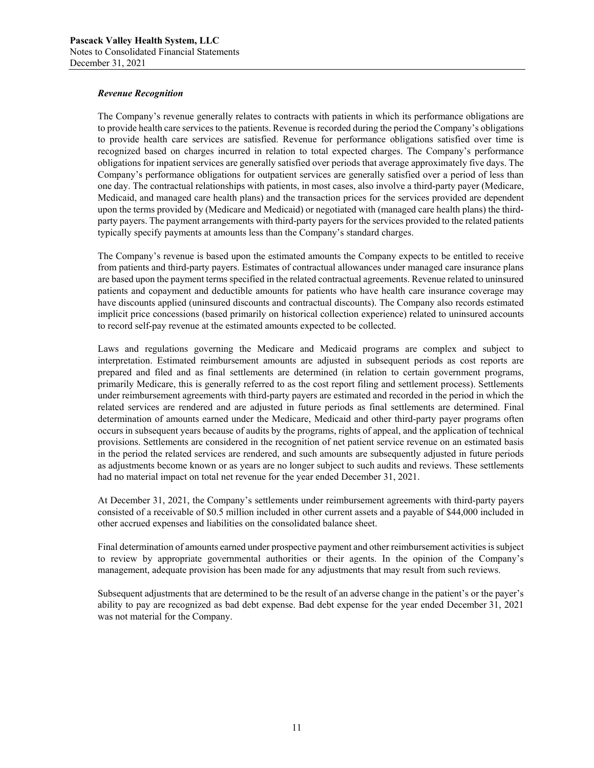### *Revenue Recognition*

The Company's revenue generally relates to contracts with patients in which its performance obligations are to provide health care services to the patients. Revenue is recorded during the period the Company's obligations to provide health care services are satisfied. Revenue for performance obligations satisfied over time is recognized based on charges incurred in relation to total expected charges. The Company's performance obligations for inpatient services are generally satisfied over periods that average approximately five days. The Company's performance obligations for outpatient services are generally satisfied over a period of less than one day. The contractual relationships with patients, in most cases, also involve a third-party payer (Medicare, Medicaid, and managed care health plans) and the transaction prices for the services provided are dependent upon the terms provided by (Medicare and Medicaid) or negotiated with (managed care health plans) the third-party payers. The payment arrangements with third-party payers for the services provided to the related patients typically specify payments at amounts less than the Company's standard charges.

The Company's revenue is based upon the estimated amounts the Company expects to be entitled to receive from patients and third-party payers. Estimates of contractual allowances under managed care insurance plans are based upon the payment terms specified in the related contractual agreements. Revenue related to uninsured patients and copayment and deductible amounts for patients who have health care insurance coverage may have discounts applied (uninsured discounts and contractual discounts). The Company also records estimated implicit price concessions (based primarily on historical collection experience) related to uninsured accounts to record self-pay revenue at the estimated amounts expected to be collected.

Laws and regulations governing the Medicare and Medicaid programs are complex and subject to interpretation. Estimated reimbursement amounts are adjusted in subsequent periods as cost reports are prepared and filed and as final settlements are determined (in relation to certain government programs, primarily Medicare, this is generally referred to as the cost report filing and settlement process). Settlements under reimbursement agreements with third-party payers are estimated and recorded in the period in which the related services are rendered and are adjusted in future periods as final settlements are determined. Final determination of amounts earned under the Medicare, Medicaid and other third-party payer programs often occurs in subsequent years because of audits by the programs, rights of appeal, and the application of technical provisions. Settlements are considered in the recognition of net patient service revenue on an estimated basis in the period the related services are rendered, and such amounts are subsequently adjusted in future periods as adjustments become known or as years are no longer subject to such audits and reviews. These settlements had no material impact on total net revenue for the year ended December 31, 2021.

At December 31, 2021, the Company's settlements under reimbursement agreements with third-party payers consisted of a receivable of $0.5 million included in other current assets and a payable of $44,000 included in other accrued expenses and liabilities on the consolidated balance sheet.

Final determination of amounts earned under prospective payment and other reimbursement activities is subject to review by appropriate governmental authorities or their agents. In the opinion of the Company's management, adequate provision has been made for any adjustments that may result from such reviews.

Subsequent adjustments that are determined to be the result of an adverse change in the patient's or the payer's ability to pay are recognized as bad debt expense. Bad debt expense for the year ended December 31, 2021 was not material for the Company.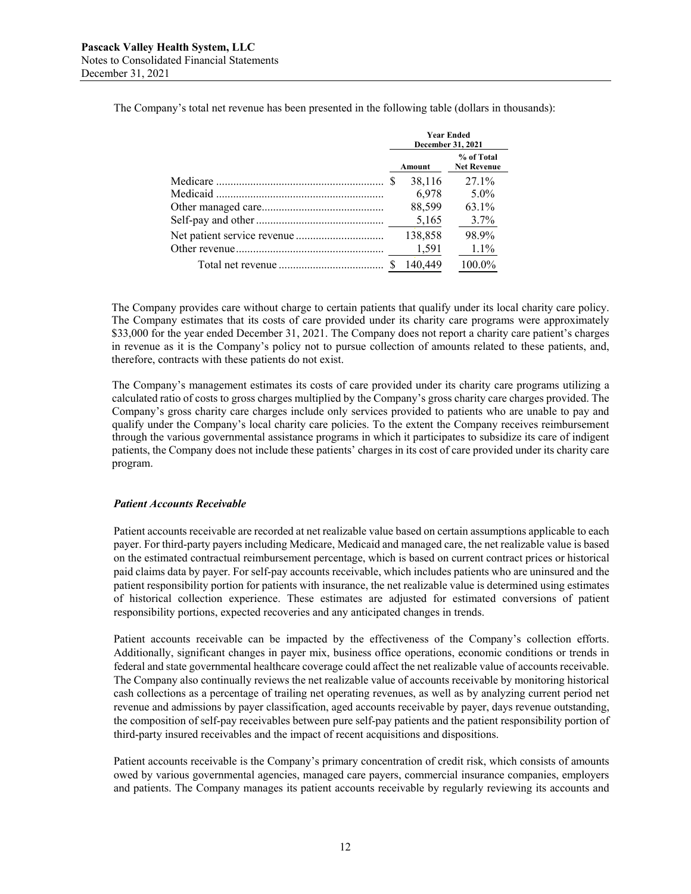The Company's total net revenue has been presented in the following table (dollars in thousands):

| | Year Ended December 31, 2021 | |
|---|---|---|
| | Amount | % of Total Net Revenue |
| Medicare | $ 38,116 | 27.1% |
| Medicaid | 6,978 | 5.0% |
| Other managed care | 88,599 | 63.1% |
| Self-pay and other | 5,165 | 3.7% |
| Net patient service revenue | 138,858 | 98.9% |
| Other revenue | 1,591 | 1.1% |
| Total net revenue | $ 140,449 | 100.0% |

The Company provides care without charge to certain patients that qualify under its local charity care policy. The Company estimates that its costs of care provided under its charity care programs were approximately $33,000 for the year ended December 31, 2021. The Company does not report a charity care patient's charges in revenue as it is the Company's policy not to pursue collection of amounts related to these patients, and, therefore, contracts with these patients do not exist.

The Company's management estimates its costs of care provided under its charity care programs utilizing a calculated ratio of costs to gross charges multiplied by the Company's gross charity care charges provided. The Company's gross charity care charges include only services provided to patients who are unable to pay and qualify under the Company's local charity care policies. To the extent the Company receives reimbursement through the various governmental assistance programs in which it participates to subsidize its care of indigent patients, the Company does not include these patients' charges in its cost of care provided under its charity care program.

### *Patient Accounts Receivable*

Patient accounts receivable are recorded at net realizable value based on certain assumptions applicable to each payer. For third-party payers including Medicare, Medicaid and managed care, the net realizable value is based on the estimated contractual reimbursement percentage, which is based on current contract prices or historical paid claims data by payer. For self-pay accounts receivable, which includes patients who are uninsured and the patient responsibility portion for patients with insurance, the net realizable value is determined using estimates of historical collection experience. These estimates are adjusted for estimated conversions of patient responsibility portions, expected recoveries and any anticipated changes in trends.

Patient accounts receivable can be impacted by the effectiveness of the Company's collection efforts. Additionally, significant changes in payer mix, business office operations, economic conditions or trends in federal and state governmental healthcare coverage could affect the net realizable value of accounts receivable. The Company also continually reviews the net realizable value of accounts receivable by monitoring historical cash collections as a percentage of trailing net operating revenues, as well as by analyzing current period net revenue and admissions by payer classification, aged accounts receivable by payer, days revenue outstanding, the composition of self-pay receivables between pure self-pay patients and the patient responsibility portion of third-party insured receivables and the impact of recent acquisitions and dispositions.

Patient accounts receivable is the Company's primary concentration of credit risk, which consists of amounts owed by various governmental agencies, managed care payers, commercial insurance companies, employers and patients. The Company manages its patient accounts receivable by regularly reviewing its accounts and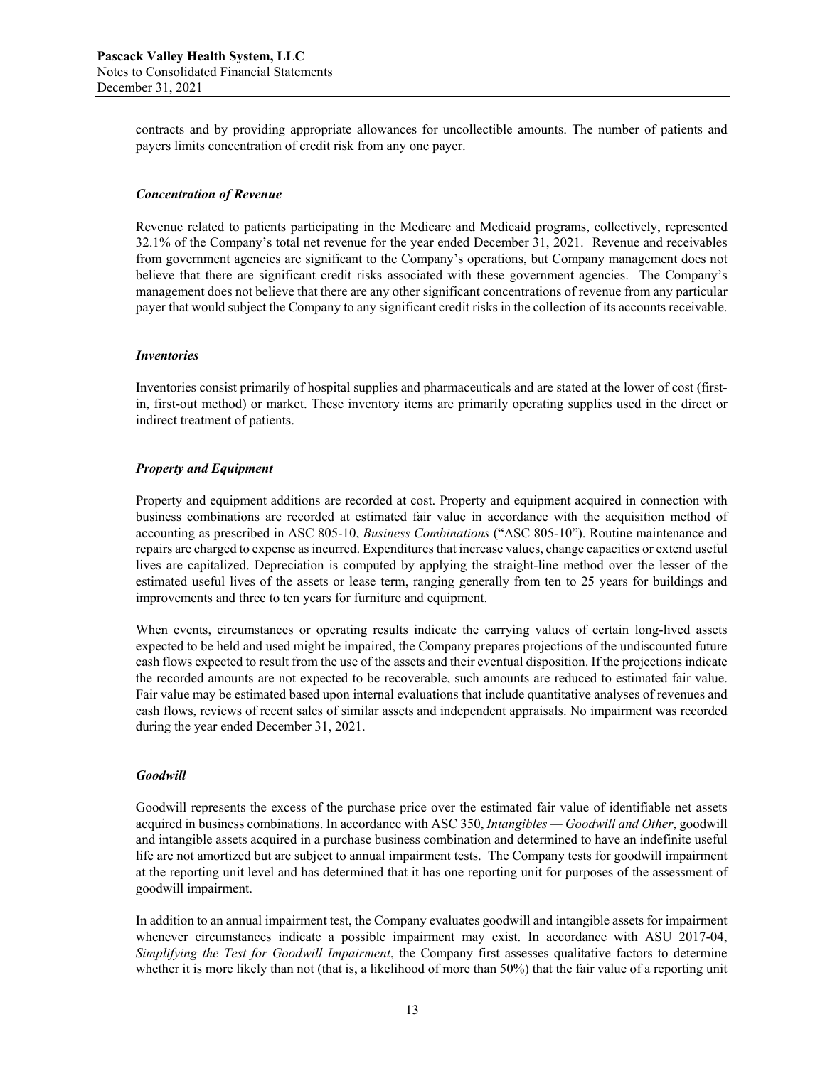contracts and by providing appropriate allowances for uncollectible amounts. The number of patients and payers limits concentration of credit risk from any one payer.

### *Concentration of Revenue*

Revenue related to patients participating in the Medicare and Medicaid programs, collectively, represented 32.1% of the Company's total net revenue for the year ended December 31, 2021. Revenue and receivables from government agencies are significant to the Company's operations, but Company management does not believe that there are significant credit risks associated with these government agencies. The Company's management does not believe that there are any other significant concentrations of revenue from any particular payer that would subject the Company to any significant credit risks in the collection of its accounts receivable.

### *Inventories*

Inventories consist primarily of hospital supplies and pharmaceuticals and are stated at the lower of cost (first-in, first-out method) or market. These inventory items are primarily operating supplies used in the direct or indirect treatment of patients.

### *Property and Equipment*

Property and equipment additions are recorded at cost. Property and equipment acquired in connection with business combinations are recorded at estimated fair value in accordance with the acquisition method of accounting as prescribed in ASC 805-10, *Business Combinations* ("ASC 805-10"). Routine maintenance and repairs are charged to expense as incurred. Expenditures that increase values, change capacities or extend useful lives are capitalized. Depreciation is computed by applying the straight-line method over the lesser of the estimated useful lives of the assets or lease term, ranging generally from ten to 25 years for buildings and improvements and three to ten years for furniture and equipment.

When events, circumstances or operating results indicate the carrying values of certain long-lived assets expected to be held and used might be impaired, the Company prepares projections of the undiscounted future cash flows expected to result from the use of the assets and their eventual disposition. If the projections indicate the recorded amounts are not expected to be recoverable, such amounts are reduced to estimated fair value. Fair value may be estimated based upon internal evaluations that include quantitative analyses of revenues and cash flows, reviews of recent sales of similar assets and independent appraisals. No impairment was recorded during the year ended December 31, 2021.

### *Goodwill*

Goodwill represents the excess of the purchase price over the estimated fair value of identifiable net assets acquired in business combinations. In accordance with ASC 350, *Intangibles — Goodwill and Other*, goodwill and intangible assets acquired in a purchase business combination and determined to have an indefinite useful life are not amortized but are subject to annual impairment tests. The Company tests for goodwill impairment at the reporting unit level and has determined that it has one reporting unit for purposes of the assessment of goodwill impairment.

In addition to an annual impairment test, the Company evaluates goodwill and intangible assets for impairment whenever circumstances indicate a possible impairment may exist. In accordance with ASU 2017-04, *Simplifying the Test for Goodwill Impairment*, the Company first assesses qualitative factors to determine whether it is more likely than not (that is, a likelihood of more than 50%) that the fair value of a reporting unit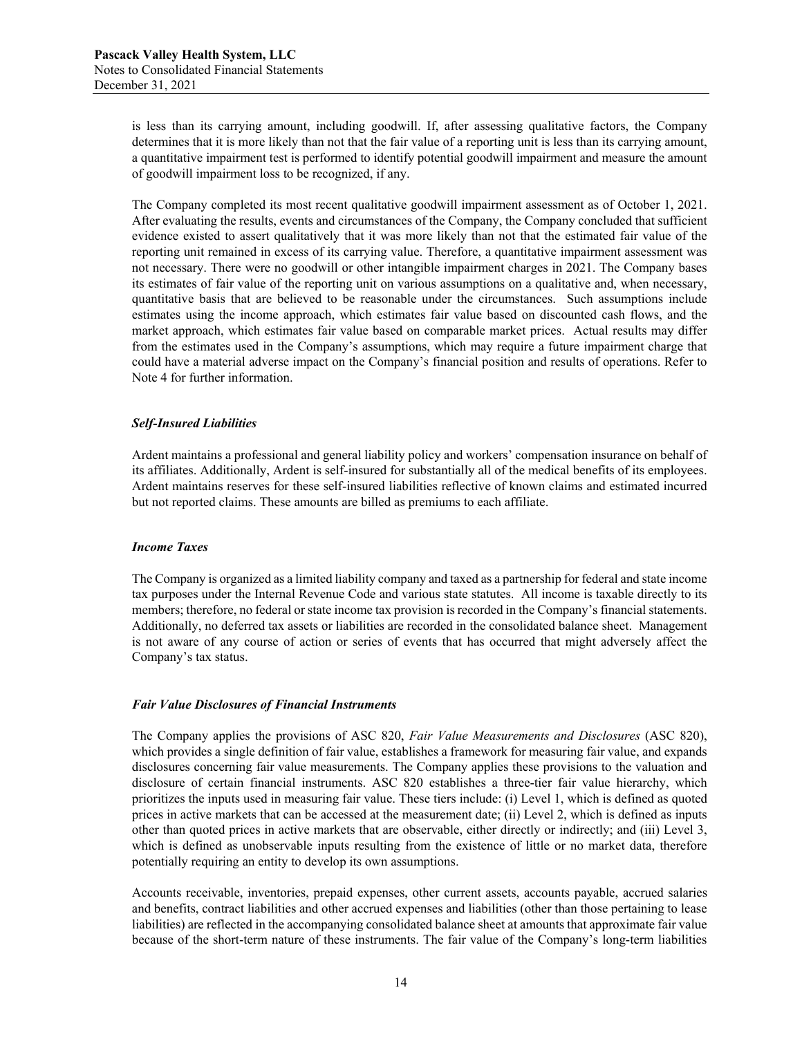is less than its carrying amount, including goodwill. If, after assessing qualitative factors, the Company determines that it is more likely than not that the fair value of a reporting unit is less than its carrying amount, a quantitative impairment test is performed to identify potential goodwill impairment and measure the amount of goodwill impairment loss to be recognized, if any.

The Company completed its most recent qualitative goodwill impairment assessment as of October 1, 2021. After evaluating the results, events and circumstances of the Company, the Company concluded that sufficient evidence existed to assert qualitatively that it was more likely than not that the estimated fair value of the reporting unit remained in excess of its carrying value. Therefore, a quantitative impairment assessment was not necessary. There were no goodwill or other intangible impairment charges in 2021. The Company bases its estimates of fair value of the reporting unit on various assumptions on a qualitative and, when necessary, quantitative basis that are believed to be reasonable under the circumstances. Such assumptions include estimates using the income approach, which estimates fair value based on discounted cash flows, and the market approach, which estimates fair value based on comparable market prices. Actual results may differ from the estimates used in the Company's assumptions, which may require a future impairment charge that could have a material adverse impact on the Company's financial position and results of operations. Refer to Note 4 for further information.

### *Self-Insured Liabilities*

Ardent maintains a professional and general liability policy and workers' compensation insurance on behalf of its affiliates. Additionally, Ardent is self-insured for substantially all of the medical benefits of its employees. Ardent maintains reserves for these self-insured liabilities reflective of known claims and estimated incurred but not reported claims. These amounts are billed as premiums to each affiliate.

### *Income Taxes*

The Company is organized as a limited liability company and taxed as a partnership for federal and state income tax purposes under the Internal Revenue Code and various state statutes. All income is taxable directly to its members; therefore, no federal or state income tax provision is recorded in the Company's financial statements. Additionally, no deferred tax assets or liabilities are recorded in the consolidated balance sheet. Management is not aware of any course of action or series of events that has occurred that might adversely affect the Company's tax status.

### *Fair Value Disclosures of Financial Instruments*

The Company applies the provisions of ASC 820, *Fair Value Measurements and Disclosures* (ASC 820), which provides a single definition of fair value, establishes a framework for measuring fair value, and expands disclosures concerning fair value measurements. The Company applies these provisions to the valuation and disclosure of certain financial instruments. ASC 820 establishes a three-tier fair value hierarchy, which prioritizes the inputs used in measuring fair value. These tiers include: (i) Level 1, which is defined as quoted prices in active markets that can be accessed at the measurement date; (ii) Level 2, which is defined as inputs other than quoted prices in active markets that are observable, either directly or indirectly; and (iii) Level 3, which is defined as unobservable inputs resulting from the existence of little or no market data, therefore potentially requiring an entity to develop its own assumptions.

Accounts receivable, inventories, prepaid expenses, other current assets, accounts payable, accrued salaries and benefits, contract liabilities and other accrued expenses and liabilities (other than those pertaining to lease liabilities) are reflected in the accompanying consolidated balance sheet at amounts that approximate fair value because of the short-term nature of these instruments. The fair value of the Company's long-term liabilities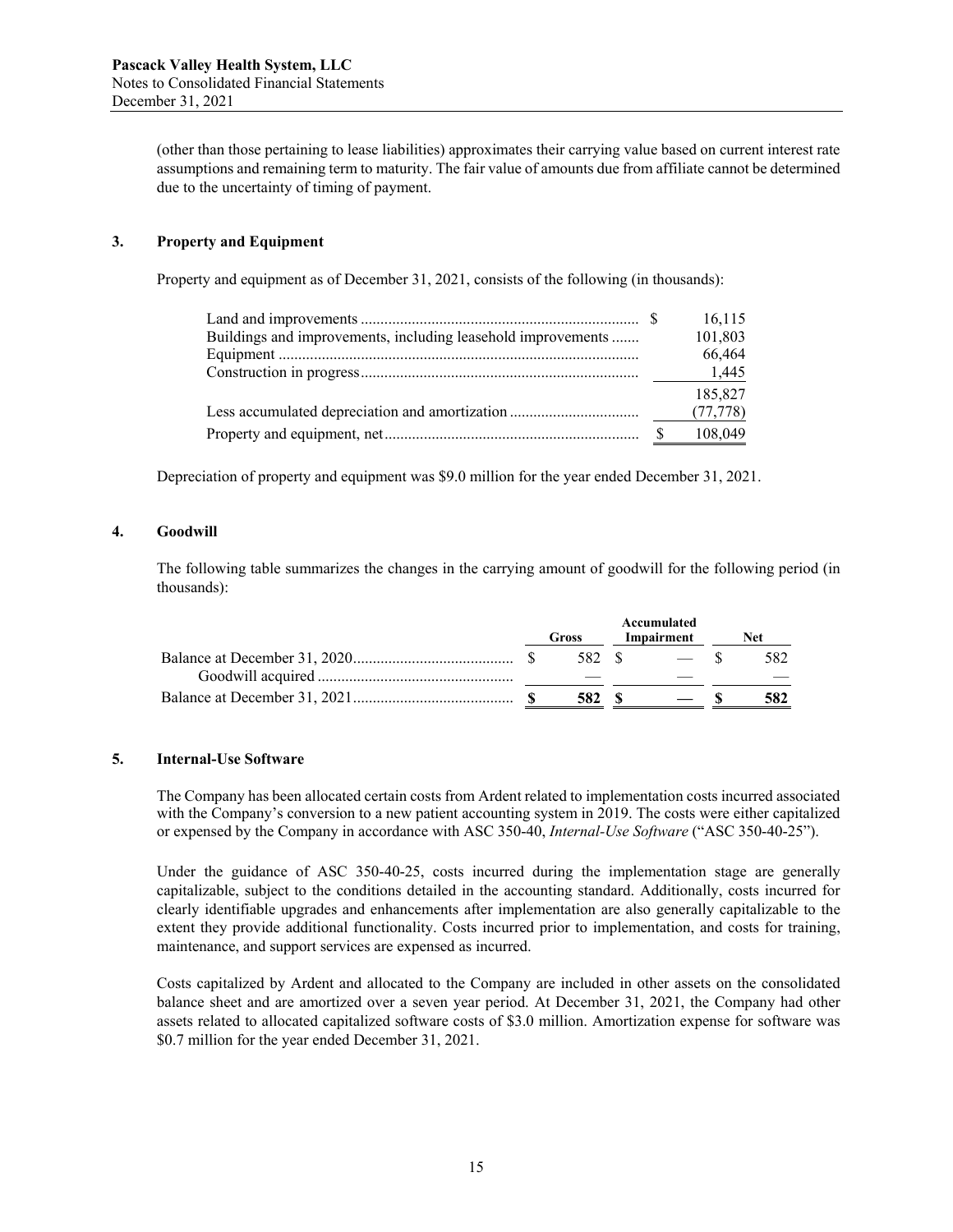(other than those pertaining to lease liabilities) approximates their carrying value based on current interest rate assumptions and remaining term to maturity. The fair value of amounts due from affiliate cannot be determined due to the uncertainty of timing of payment.

## 3. Property and Equipment

Property and equipment as of December 31, 2021, consists of the following (in thousands):

| | |
|---|---|
| Land and improvements | $ 16,115 |
| Buildings and improvements, including leasehold improvements | 101,803 |
| Equipment | 66,464 |
| Construction in progress | 1,445 |
| | 185,827 |
| Less accumulated depreciation and amortization | (77,778) |
| Property and equipment, net | $ 108,049 |

Depreciation of property and equipment was $9.0 million for the year ended December 31, 2021.

## 4. Goodwill

The following table summarizes the changes in the carrying amount of goodwill for the following period (in thousands):

| | Gross | Accumulated Impairment | Net |
|---|---|---|---|
| Balance at December 31, 2020 | $ 582 | $ — | $ 582 |
| Goodwill acquired | — | — | — |
| **Balance at December 31, 2021** | **$ 582** | **$ —** | **$ 582** |

## 5. Internal-Use Software

The Company has been allocated certain costs from Ardent related to implementation costs incurred associated with the Company's conversion to a new patient accounting system in 2019. The costs were either capitalized or expensed by the Company in accordance with ASC 350-40, *Internal-Use Software* ("ASC 350-40-25").

Under the guidance of ASC 350-40-25, costs incurred during the implementation stage are generally capitalizable, subject to the conditions detailed in the accounting standard. Additionally, costs incurred for clearly identifiable upgrades and enhancements after implementation are also generally capitalizable to the extent they provide additional functionality. Costs incurred prior to implementation, and costs for training, maintenance, and support services are expensed as incurred.

Costs capitalized by Ardent and allocated to the Company are included in other assets on the consolidated balance sheet and are amortized over a seven year period. At December 31, 2021, the Company had other assets related to allocated capitalized software costs of $3.0 million. Amortization expense for software was $0.7 million for the year ended December 31, 2021.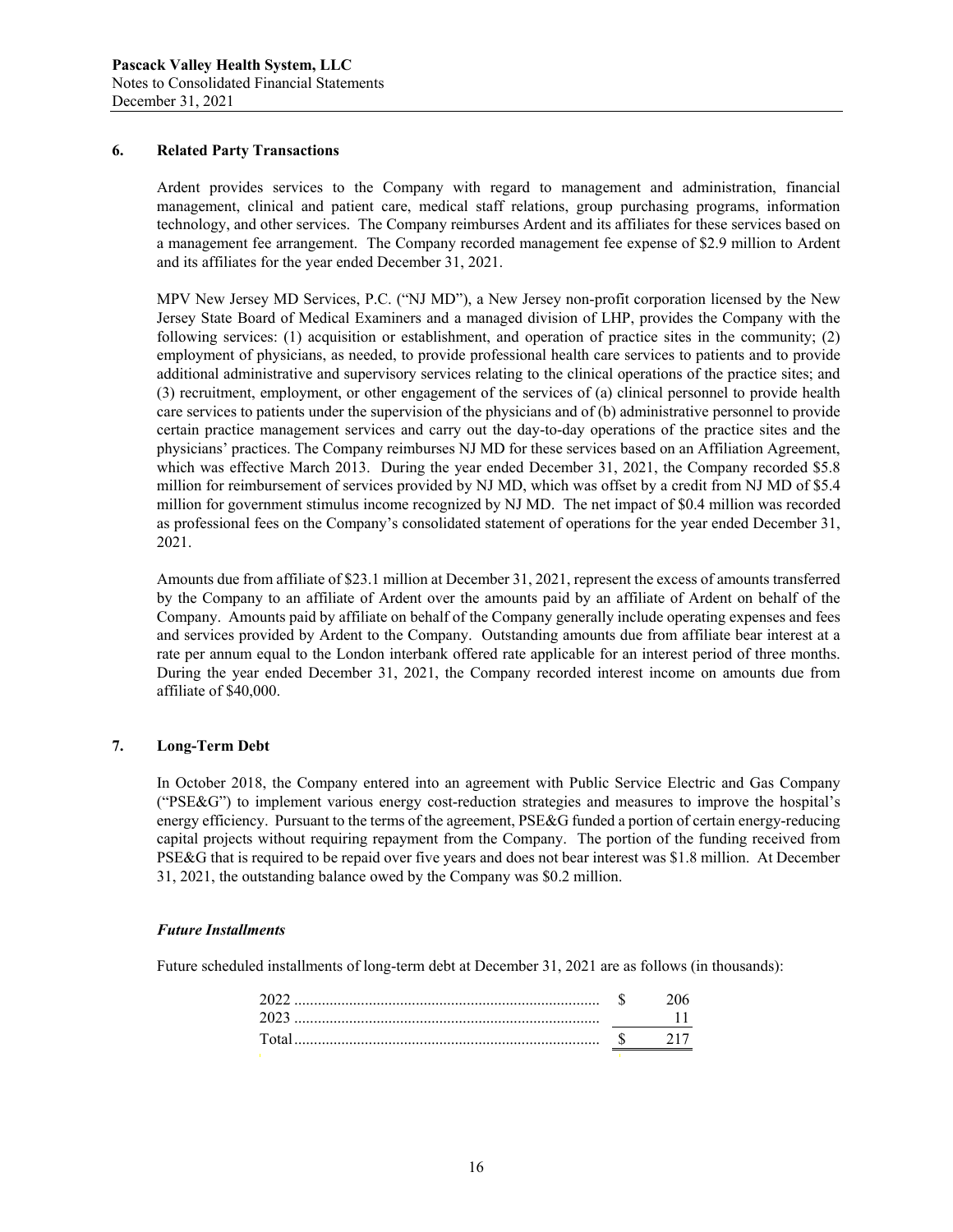## 6. Related Party Transactions

Ardent provides services to the Company with regard to management and administration, financial management, clinical and patient care, medical staff relations, group purchasing programs, information technology, and other services. The Company reimburses Ardent and its affiliates for these services based on a management fee arrangement. The Company recorded management fee expense of $2.9 million to Ardent and its affiliates for the year ended December 31, 2021.

MPV New Jersey MD Services, P.C. ("NJ MD"), a New Jersey non-profit corporation licensed by the New Jersey State Board of Medical Examiners and a managed division of LHP, provides the Company with the following services: (1) acquisition or establishment, and operation of practice sites in the community; (2) employment of physicians, as needed, to provide professional health care services to patients and to provide additional administrative and supervisory services relating to the clinical operations of the practice sites; and (3) recruitment, employment, or other engagement of the services of (a) clinical personnel to provide health care services to patients under the supervision of the physicians and of (b) administrative personnel to provide certain practice management services and carry out the day-to-day operations of the practice sites and the physicians' practices. The Company reimburses NJ MD for these services based on an Affiliation Agreement, which was effective March 2013. During the year ended December 31, 2021, the Company recorded $5.8 million for reimbursement of services provided by NJ MD, which was offset by a credit from NJ MD of $5.4 million for government stimulus income recognized by NJ MD. The net impact of $0.4 million was recorded as professional fees on the Company's consolidated statement of operations for the year ended December 31, 2021.

Amounts due from affiliate of $23.1 million at December 31, 2021, represent the excess of amounts transferred by the Company to an affiliate of Ardent over the amounts paid by an affiliate of Ardent on behalf of the Company. Amounts paid by affiliate on behalf of the Company generally include operating expenses and fees and services provided by Ardent to the Company. Outstanding amounts due from affiliate bear interest at a rate per annum equal to the London interbank offered rate applicable for an interest period of three months. During the year ended December 31, 2021, the Company recorded interest income on amounts due from affiliate of $40,000.

## 7. Long-Term Debt

In October 2018, the Company entered into an agreement with Public Service Electric and Gas Company ("PSE&G") to implement various energy cost-reduction strategies and measures to improve the hospital's energy efficiency. Pursuant to the terms of the agreement, PSE&G funded a portion of certain energy-reducing capital projects without requiring repayment from the Company. The portion of the funding received from PSE&G that is required to be repaid over five years and does not bear interest was $1.8 million. At December 31, 2021, the outstanding balance owed by the Company was $0.2 million.

### *Future Installments*

Future scheduled installments of long-term debt at December 31, 2021 are as follows (in thousands):

| | |
|---|---|
| 2022 | $ 206 |
| 2023 | 11 |
| Total | $ 217 |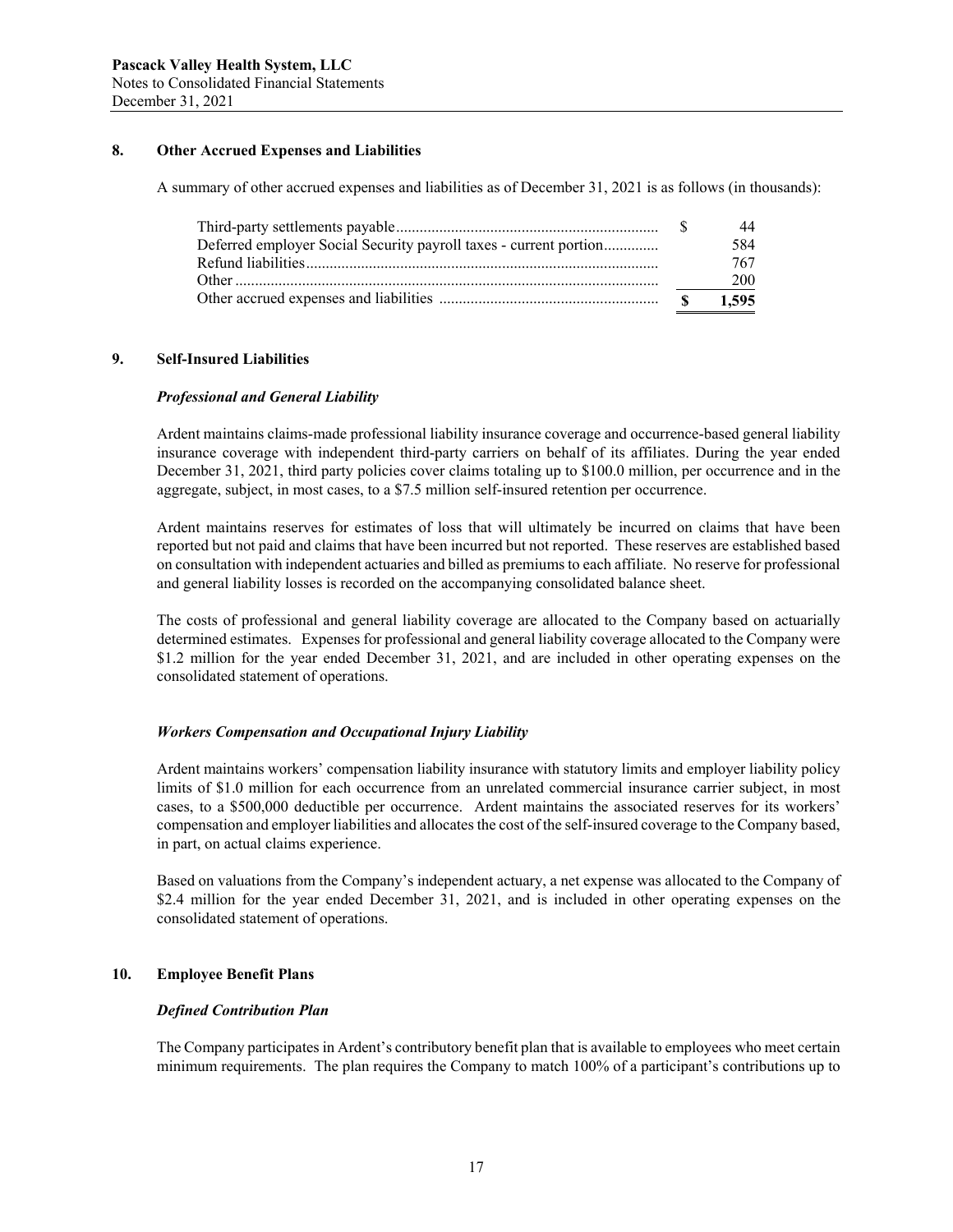## 8. Other Accrued Expenses and Liabilities

A summary of other accrued expenses and liabilities as of December 31, 2021 is as follows (in thousands):

| | |
|---|---|
| Third-party settlements payable | $ 44 |
| Deferred employer Social Security payroll taxes - current portion | 584 |
| Refund liabilities | 767 |
| Other | 200 |
| Other accrued expenses and liabilities | **$ 1,595** |

## 9. Self-Insured Liabilities

### *Professional and General Liability*

Ardent maintains claims-made professional liability insurance coverage and occurrence-based general liability insurance coverage with independent third-party carriers on behalf of its affiliates. During the year ended December 31, 2021, third party policies cover claims totaling up to $100.0 million, per occurrence and in the aggregate, subject, in most cases, to a $7.5 million self-insured retention per occurrence.

Ardent maintains reserves for estimates of loss that will ultimately be incurred on claims that have been reported but not paid and claims that have been incurred but not reported. These reserves are established based on consultation with independent actuaries and billed as premiums to each affiliate. No reserve for professional and general liability losses is recorded on the accompanying consolidated balance sheet.

The costs of professional and general liability coverage are allocated to the Company based on actuarially determined estimates. Expenses for professional and general liability coverage allocated to the Company were $1.2 million for the year ended December 31, 2021, and are included in other operating expenses on the consolidated statement of operations.

### *Workers Compensation and Occupational Injury Liability*

Ardent maintains workers' compensation liability insurance with statutory limits and employer liability policy limits of $1.0 million for each occurrence from an unrelated commercial insurance carrier subject, in most cases, to a $500,000 deductible per occurrence. Ardent maintains the associated reserves for its workers' compensation and employer liabilities and allocates the cost of the self-insured coverage to the Company based, in part, on actual claims experience.

Based on valuations from the Company's independent actuary, a net expense was allocated to the Company of $2.4 million for the year ended December 31, 2021, and is included in other operating expenses on the consolidated statement of operations.

## 10. Employee Benefit Plans

### *Defined Contribution Plan*

The Company participates in Ardent's contributory benefit plan that is available to employees who meet certain minimum requirements. The plan requires the Company to match 100% of a participant's contributions up to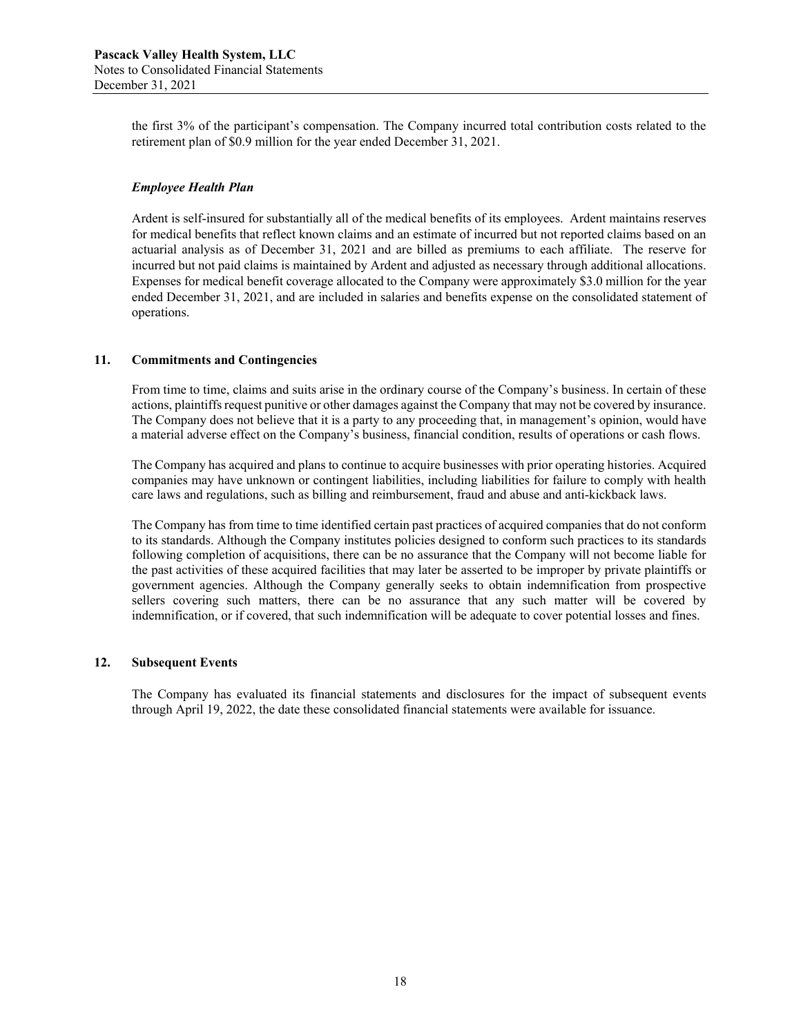the first 3% of the participant's compensation. The Company incurred total contribution costs related to the retirement plan of $0.9 million for the year ended December 31, 2021.

### *Employee Health Plan*

Ardent is self-insured for substantially all of the medical benefits of its employees. Ardent maintains reserves for medical benefits that reflect known claims and an estimate of incurred but not reported claims based on an actuarial analysis as of December 31, 2021 and are billed as premiums to each affiliate. The reserve for incurred but not paid claims is maintained by Ardent and adjusted as necessary through additional allocations. Expenses for medical benefit coverage allocated to the Company were approximately $3.0 million for the year ended December 31, 2021, and are included in salaries and benefits expense on the consolidated statement of operations.

## 11. Commitments and Contingencies

From time to time, claims and suits arise in the ordinary course of the Company's business. In certain of these actions, plaintiffs request punitive or other damages against the Company that may not be covered by insurance. The Company does not believe that it is a party to any proceeding that, in management's opinion, would have a material adverse effect on the Company's business, financial condition, results of operations or cash flows.

The Company has acquired and plans to continue to acquire businesses with prior operating histories. Acquired companies may have unknown or contingent liabilities, including liabilities for failure to comply with health care laws and regulations, such as billing and reimbursement, fraud and abuse and anti-kickback laws.

The Company has from time to time identified certain past practices of acquired companies that do not conform to its standards. Although the Company institutes policies designed to conform such practices to its standards following completion of acquisitions, there can be no assurance that the Company will not become liable for the past activities of these acquired facilities that may later be asserted to be improper by private plaintiffs or government agencies. Although the Company generally seeks to obtain indemnification from prospective sellers covering such matters, there can be no assurance that any such matter will be covered by indemnification, or if covered, that such indemnification will be adequate to cover potential losses and fines.

## 12. Subsequent Events

The Company has evaluated its financial statements and disclosures for the impact of subsequent events through April 19, 2022, the date these consolidated financial statements were available for issuance.